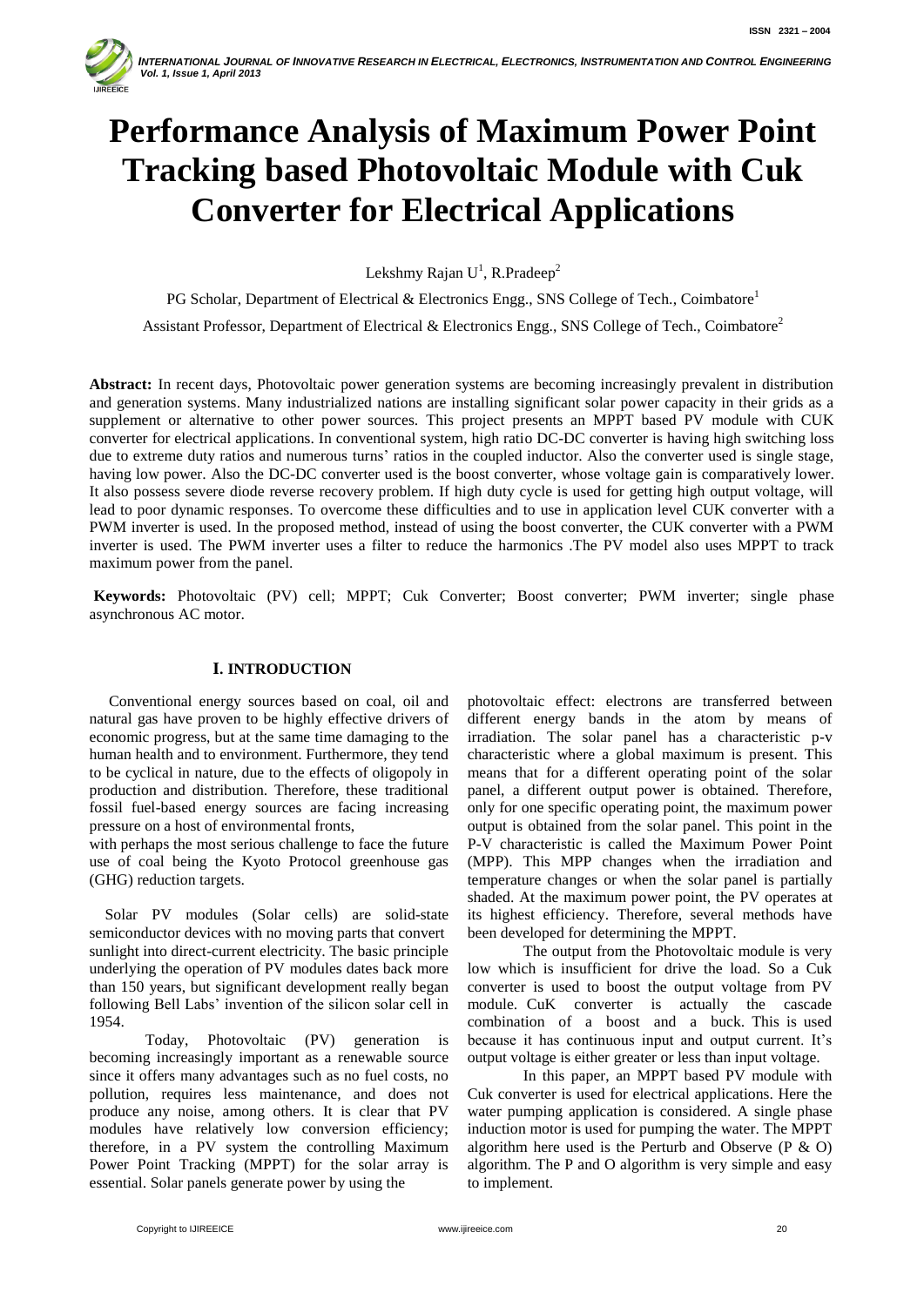# Performance Analysis of Maximum Power Point Tracking based Photovoltaic Module with Cuk Converter for Electrical Applications

Lekshmy Rajan U[1], R.Pradeep[2]

PG Scholar, Department of Electrical & Electronics Engg., SNS College of Tech., Coimbatore[1]

Assistant Professor, Department of Electrical & Electronics Engg., SNS College of Tech., Coimbatore[2]

**Abstract:** In recent days, Photovoltaic power generation systems are becoming increasingly prevalent in distribution and generation systems. Many industrialized nations are installing significant solar power capacity in their grids as a supplement or alternative to other power sources. This project presents an MPPT based PV module with CUK converter for electrical applications. In conventional system, high ratio DC-DC converter is having high switching loss due to extreme duty ratios and numerous turns' ratios in the coupled inductor. Also the converter used is single stage, having low power. Also the DC-DC converter used is the boost converter, whose voltage gain is comparatively lower. It also possess severe diode reverse recovery problem. If high duty cycle is used for getting high output voltage, will lead to poor dynamic responses. To overcome these difficulties and to use in application level CUK converter with a PWM inverter is used. In the proposed method, instead of using the boost converter, the CUK converter with a PWM inverter is used. The PWM inverter uses a filter to reduce the harmonics .The PV model also uses MPPT to track maximum power from the panel.

**Keywords:** Photovoltaic (PV) cell; MPPT; Cuk Converter; Boost converter; PWM inverter; single phase asynchronous AC motor.

## I. INTRODUCTION

Conventional energy sources based on coal, oil and natural gas have proven to be highly effective drivers of economic progress, but at the same time damaging to the human health and to environment. Furthermore, they tend to be cyclical in nature, due to the effects of oligopoly in production and distribution. Therefore, these traditional fossil fuel-based energy sources are facing increasing pressure on a host of environmental fronts, with perhaps the most serious challenge to face the future use of coal being the Kyoto Protocol greenhouse gas (GHG) reduction targets.

Solar PV modules (Solar cells) are solid-state semiconductor devices with no moving parts that convert sunlight into direct-current electricity. The basic principle underlying the operation of PV modules dates back more than 150 years, but significant development really began following Bell Labs' invention of the silicon solar cell in 1954.

Today, Photovoltaic (PV) generation is becoming increasingly important as a renewable source since it offers many advantages such as no fuel costs, no pollution, requires less maintenance, and does not produce any noise, among others. It is clear that PV modules have relatively low conversion efficiency; therefore, in a PV system the controlling Maximum Power Point Tracking (MPPT) for the solar array is essential. Solar panels generate power by using the photovoltaic effect: electrons are transferred between different energy bands in the atom by means of irradiation. The solar panel has a characteristic p-v characteristic where a global maximum is present. This means that for a different operating point of the solar panel, a different output power is obtained. Therefore, only for one specific operating point, the maximum power output is obtained from the solar panel. This point in the P-V characteristic is called the Maximum Power Point (MPP). This MPP changes when the irradiation and temperature changes or when the solar panel is partially shaded. At the maximum power point, the PV operates at its highest efficiency. Therefore, several methods have been developed for determining the MPPT.

The output from the Photovoltaic module is very low which is insufficient for drive the load. So a Cuk converter is used to boost the output voltage from PV module. CuK converter is actually the cascade combination of a boost and a buck. This is used because it has continuous input and output current. It's output voltage is either greater or less than input voltage.

In this paper, an MPPT based PV module with Cuk converter is used for electrical applications. Here the water pumping application is considered. A single phase induction motor is used for pumping the water. The MPPT algorithm here used is the Perturb and Observe (P & O) algorithm. The P and O algorithm is very simple and easy to implement.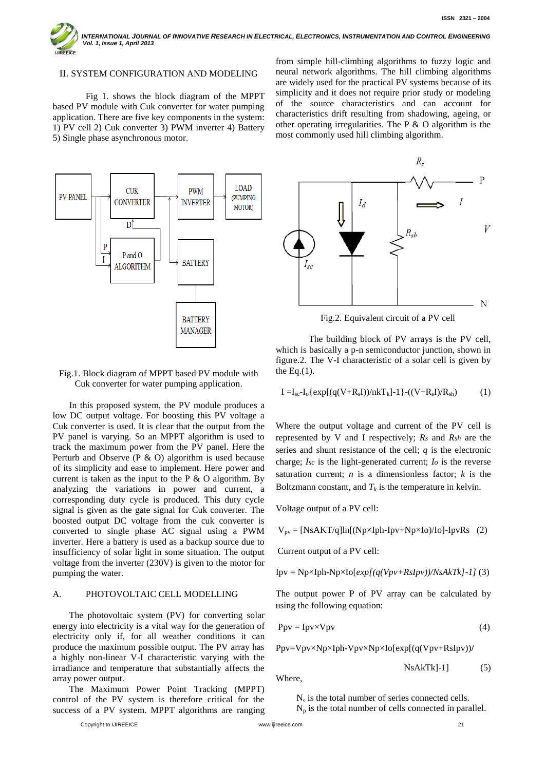## II. SYSTEM CONFIGURATION AND MODELING

Fig 1. shows the block diagram of the MPPT based PV module with Cuk converter for water pumping application. There are five key components in the system: 1) PV cell 2) Cuk converter 3) PWM inverter 4) Battery 5) Single phase asynchronous motor.

Fig.1. Block diagram of MPPT based PV module with Cuk converter for water pumping application.

In this proposed system, the PV module produces a low DC output voltage. For boosting this PV voltage a Cuk converter is used. It is clear that the output from the PV panel is varying. So an MPPT algorithm is used to track the maximum power from the PV panel. Here the Perturb and Observe (P & O) algorithm is used because of its simplicity and ease to implement. Here power and current is taken as the input to the P & O algorithm. By analyzing the variations in power and current, a corresponding duty cycle is produced. This duty cycle signal is given as the gate signal for Cuk converter. The boosted output DC voltage from the cuk converter is converted to single phase AC signal using a PWM inverter. Here a battery is used as a backup source due to insufficiency of solar light in some situation. The output voltage from the inverter (230V) is given to the motor for pumping the water.

### A. PHOTOVOLTAIC CELL MODELLING

The photovoltaic system (PV) for converting solar energy into electricity is a vital way for the generation of electricity only if, for all weather conditions it can produce the maximum possible output. The PV array has a highly non-linear V-I characteristic varying with the irradiance and temperature that substantially affects the array power output.

The Maximum Power Point Tracking (MPPT) control of the PV system is therefore critical for the success of a PV system. MPPT algorithms are ranging from simple hill-climbing algorithms to fuzzy logic and neural network algorithms. The hill climbing algorithms are widely used for the practical PV systems because of its simplicity and it does not require prior study or modeling of the source characteristics and can account for characteristics drift resulting from shadowing, ageing, or other operating irregularities. The P & O algorithm is the most commonly used hill climbing algorithm.

Fig.2. Equivalent circuit of a PV cell

The building block of PV arrays is the PV cell, which is basically a p-n semiconductor junction, shown in figure.2. The V-I characteristic of a solar cell is given by the Eq.(1).

$$I = I_{sc} - I_o\{\exp[(q(V+R_sI))/nkT_k]-1\} - ((V+R_sI)/R_{sh}) \quad (1)$$

Where the output voltage and current of the PV cell is represented by V and I respectively; $R_s$ and $R_{sh}$ are the series and shunt resistance of the cell; $q$ is the electronic charge; $I_{sc}$ is the light-generated current; $I_o$ is the reverse saturation current; $n$ is a dimensionless factor; $k$ is the Boltzmann constant, and $T_k$ is the temperature in kelvin.

Voltage output of a PV cell:

$$V_{pv} = [NsAKT/q]\ln[(Np \times Iph - Ipv + Np \times Io)/Io] - IpvRs \quad (2)$$

Current output of a PV cell:

$$Ipv = Np \times Iph - Np \times Io[\exp[(q(Vpv+RsIpv))/NsAkTk]-1] \quad (3)$$

The output power P of PV array can be calculated by using the following equation:

$$Ppv = Ipv \times Vpv \quad (4)$$

$$Ppv = Vpv \times Np \times Iph - Vpv \times Np \times Io[\exp[(q(Vpv+RsIpv))/NsAkTk]-1] \quad (5)$$

Where,

$N_s$ is the total number of series connected cells.
$N_p$ is the total number of cells connected in parallel.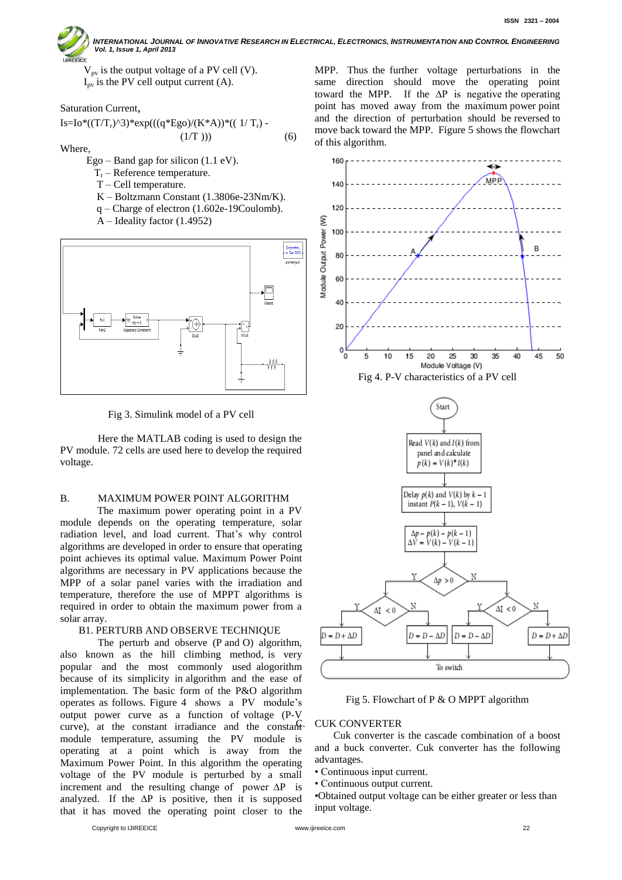$V_{pv}$ is the output voltage of a PV cell (V).
$I_{pv}$ is the PV cell output current (A).

Saturation Current,

$$I_s=I_o*((T/T_r)^3)*\exp(((q*E_{go})/(K*A))*((1/T_r) - (1/T))) \quad (6)$$

Where,

Ego – Band gap for silicon (1.1 eV).
$T_r$ – Reference temperature.
T – Cell temperature.
K – Boltzmann Constant (1.3806e-23Nm/K).
q – Charge of electron (1.602e-19Coulomb).
A – Ideality factor (1.4952)

Fig 3. Simulink model of a PV cell

Here the MATLAB coding is used to design the PV module. 72 cells are used here to develop the required voltage.

## B. MAXIMUM POWER POINT ALGORITHM

The maximum power point in a PV module depends on the operating temperature, solar radiation level, and load current. That's why control algorithms are developed in order to ensure that operating point achieves its optimal value. Maximum Power Point algorithms are necessary in PV applications because the MPP of a solar panel varies with the irradiation and temperature, therefore the use of MPPT algorithms is required in order to obtain the maximum power from a solar array.

### B1. PERTURB AND OBSERVE TECHNIQUE

The perturb and observe (P and O) algorithm, also known as the hill climbing method, is very popular and the most commonly used alogorithm because of its simplicity in algorithm and the ease of implementation. The basic form of the P&O algorithm operates as follows. Figure 4 shows a PV module's output power curve as a function of voltage (P-V curve), at the constant irradiance and the constant module temperature, assuming the PV module is operating at a point which is away from the Maximum Power Point. In this algorithm the operating voltage of the PV module is perturbed by a small increment and the resulting change of power ΔP is analyzed. If the ΔP is positive, then it is supposed that it has moved the operating point closer to the MPP. Thus the further voltage perturbations in the same direction should move the operating point toward the MPP. If the ΔP is negative the operating point has moved away from the maximum power point and the direction of perturbation should be reversed to move back toward the MPP. Figure 5 shows the flowchart of this algorithm.

Fig 4. P-V characteristics of a PV cell

Fig 5. Flowchart of P & O MPPT algorithm

## C. CUK CONVERTER

Cuk converter is the cascade combination of a boost and a buck converter. Cuk converter has the following advantages.

- Continuous input current.
- Continuous output current.
- Obtained output voltage can be either greater or less than input voltage.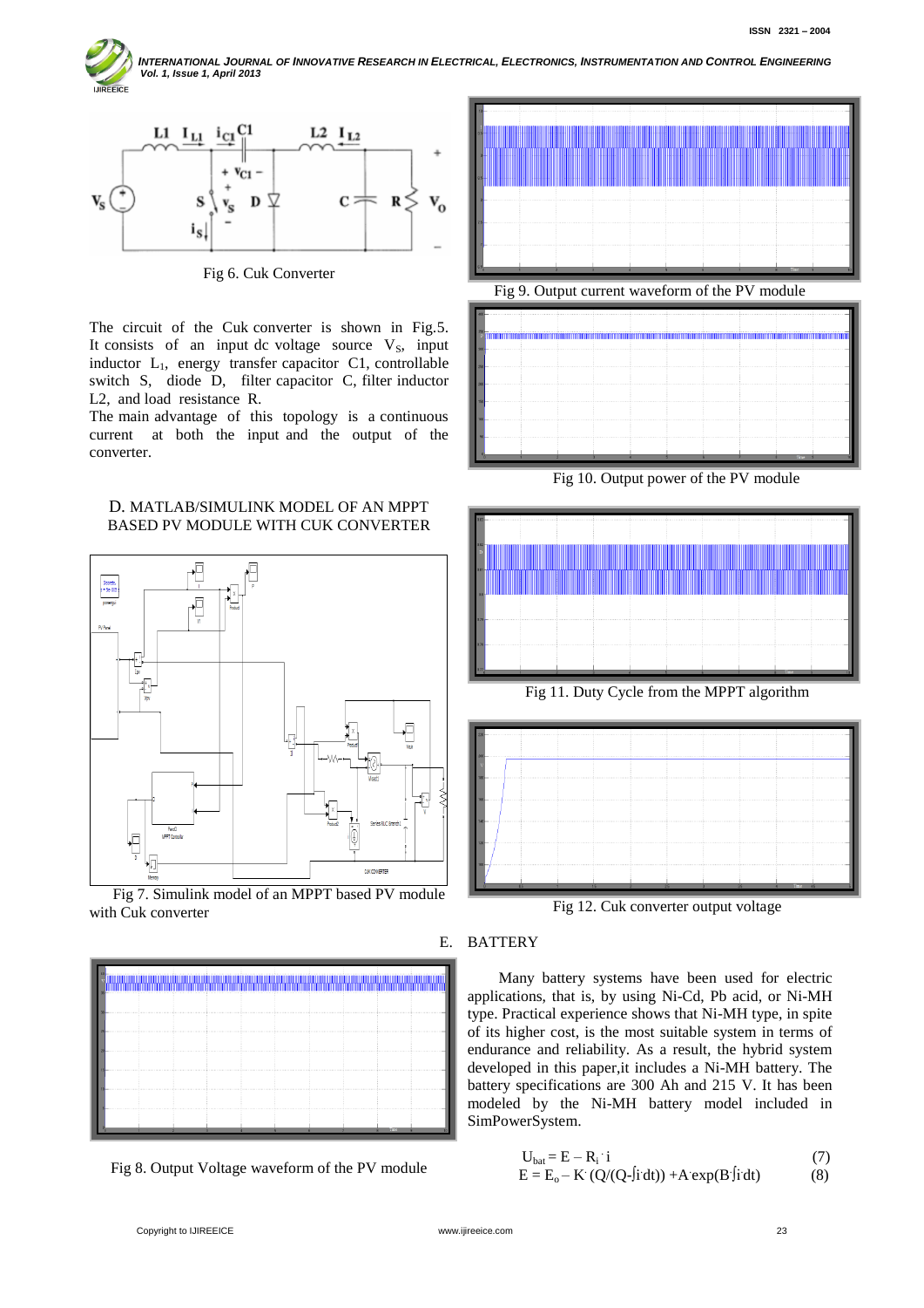Fig 6. Cuk Converter

The circuit of the Cuk converter is shown in Fig.5. It consists of an input dc voltage source $V_S$, input inductor $L_1$, energy transfer capacitor C1, controllable switch S, diode D, filter capacitor C, filter inductor L2, and load resistance R.

The main advantage of this topology is a continuous current at both the input and the output of the converter.

### D. MATLAB/SIMULINK MODEL OF AN MPPT BASED PV MODULE WITH CUK CONVERTER

Fig 7. Simulink model of an MPPT based PV module with Cuk converter

Fig 8. Output Voltage waveform of the PV module

Fig 9. Output current waveform of the PV module

Fig 10. Output power of the PV module

Fig 11. Duty Cycle from the MPPT algorithm

Fig 12. Cuk converter output voltage

### E. BATTERY

Many battery systems have been used for electric applications, that is, by using Ni-Cd, Pb acid, or Ni-MH type. Practical experience shows that Ni-MH type, in spite of its higher cost, is the most suitable system in terms of endurance and reliability. As a result, the hybrid system developed in this paper,it includes a Ni-MH battery. The battery specifications are 300 Ah and 215 V. It has been modeled by the Ni-MH battery model included in SimPowerSystem.

$$U_{bat} = E - R_i \cdot i \tag{7}$$

$$E = E_o - K \cdot (Q/(Q-\int i \cdot dt)) + A \cdot \exp(B \cdot \int i \cdot dt) \tag{8}$$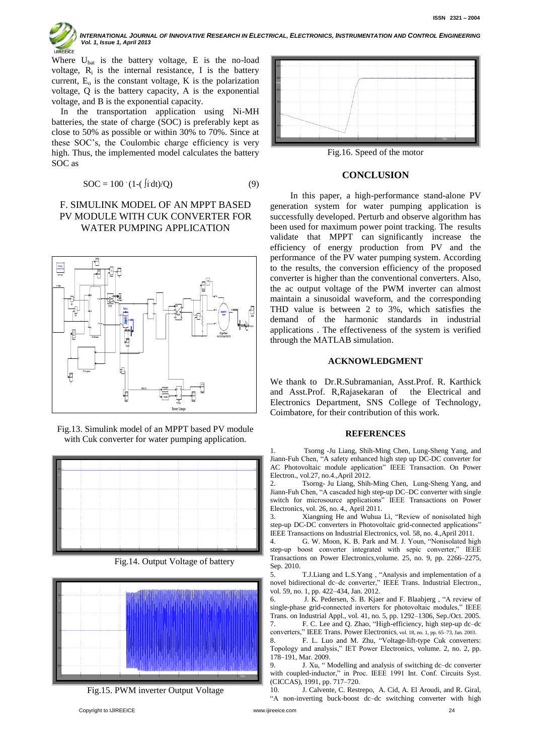Where $U_{bat}$ is the battery voltage, E is the no-load voltage, $R_i$ is the internal resistance, I is the battery current, $E_o$ is the constant voltage, K is the polarization voltage, Q is the battery capacity, A is the exponential voltage, and B is the exponential capacity.

In the transportation application using Ni-MH batteries, the state of charge (SOC) is preferably kept as close to 50% as possible or within 30% to 70%. Since at these SOC's, the Coulombic charge efficiency is very high. Thus, the implemented model calculates the battery SOC as

$$SOC = 100 \cdot (1-( \int i \cdot dt)/Q) \qquad (9)$$

## F. SIMULINK MODEL OF AN MPPT BASED PV MODULE WITH CUK CONVERTER FOR WATER PUMPING APPLICATION

Fig.13. Simulink model of an MPPT based PV module with Cuk converter for water pumping application.

Fig.14. Output Voltage of battery

Fig.15. PWM inverter Output Voltage

Fig.16. Speed of the motor

## CONCLUSION

In this paper, a high-performance stand-alone PV generation system for water pumping application is successfully developed. Perturb and observe algorithm has been used for maximum power point tracking. The results validate that MPPT can significantly increase the efficiency of energy production from PV and the performance of the PV water pumping system. According to the results, the conversion efficiency of the proposed converter is higher than the conventional converters. Also, the ac output voltage of the PWM inverter can almost maintain a sinusoidal waveform, and the corresponding THD value is between 2 to 3%, which satisfies the demand of the harmonic standards in industrial applications . The effectiveness of the system is verified through the MATLAB simulation.

## ACKNOWLEDGMENT

We thank to Dr.R.Subramanian, Asst.Prof. R. Karthick and Asst.Prof. R,Rajasekaran of the Electrical and Electronics Department, SNS College of Technology, Coimbatore, for their contribution of this work.

## REFERENCES

1. Tsorng -Ju Liang, Shih-Ming Chen, Lung-Sheng Yang, and Jiann-Fuh Chen, "A safety enhanced high step up DC-DC converter for AC Photovoltaic module application" IEEE Transaction. On Power Electron., vol.27, no.4.,April 2012.
2. Tsorng- Ju Liang, Shih-Ming Chen, Lung-Sheng Yang, and Jiann-Fuh Chen, "A cascaded high step-up DC–DC converter with single switch for microsource applications" IEEE Transactions on Power Electronics, vol. 26, no. 4., April 2011.
3. Xiangning He and Wuhua Li, "Review of nonisolated high step-up DC-DC converters in Photovoltaic grid-connected applications" IEEE Transactions on Industrial Electronics, vol. 58, no. 4.,April 2011.
4. G. W. Moon, K. B. Park and M. J. Youn, "Nonisolated high step-up boost converter integrated with sepic converter," IEEE Transactions on Power Electronics,volume. 25, no. 9, pp. 2266–2275, Sep. 2010.
5. T.J.Liang and L.S.Yang , "Analysis and implementation of a novel bidirectional dc–dc converter," IEEE Trans. Industrial Electron., vol. 59, no. 1, pp. 422–434, Jan. 2012.
6. J. K. Pedersen, S. B. Kjaer and F. Blaabjerg , "A review of single-phase grid-connected inverters for photovoltaic modules," IEEE Trans. on Industrial Appl., vol. 41, no. 5, pp. 1292–1306, Sep./Oct. 2005.
7. F. C. Lee and Q. Zhao, "High-efficiency, high step-up dc–dc converters," IEEE Trans. Power Electronics, vol. 18, no. 1, pp. 65–73, Jan. 2003.
8. F. L. Luo and M. Zhu, "Voltage-lift-type Cuk converters: Topology and analysis," IET Power Electronics, volume. 2, no. 2, pp. 178–191, Mar. 2009.
9. J. Xu, " Modelling and analysis of switching dc–dc converter with coupled-inductor," in Proc. IEEE 1991 Int. Conf. Circuits Syst. (CICCAS), 1991, pp. 717–720.
10. J. Calvente, C. Restrepo, A. Cid, A. El Aroudi, and R. Giral, "A non-inverting buck-boost dc–dc switching converter with high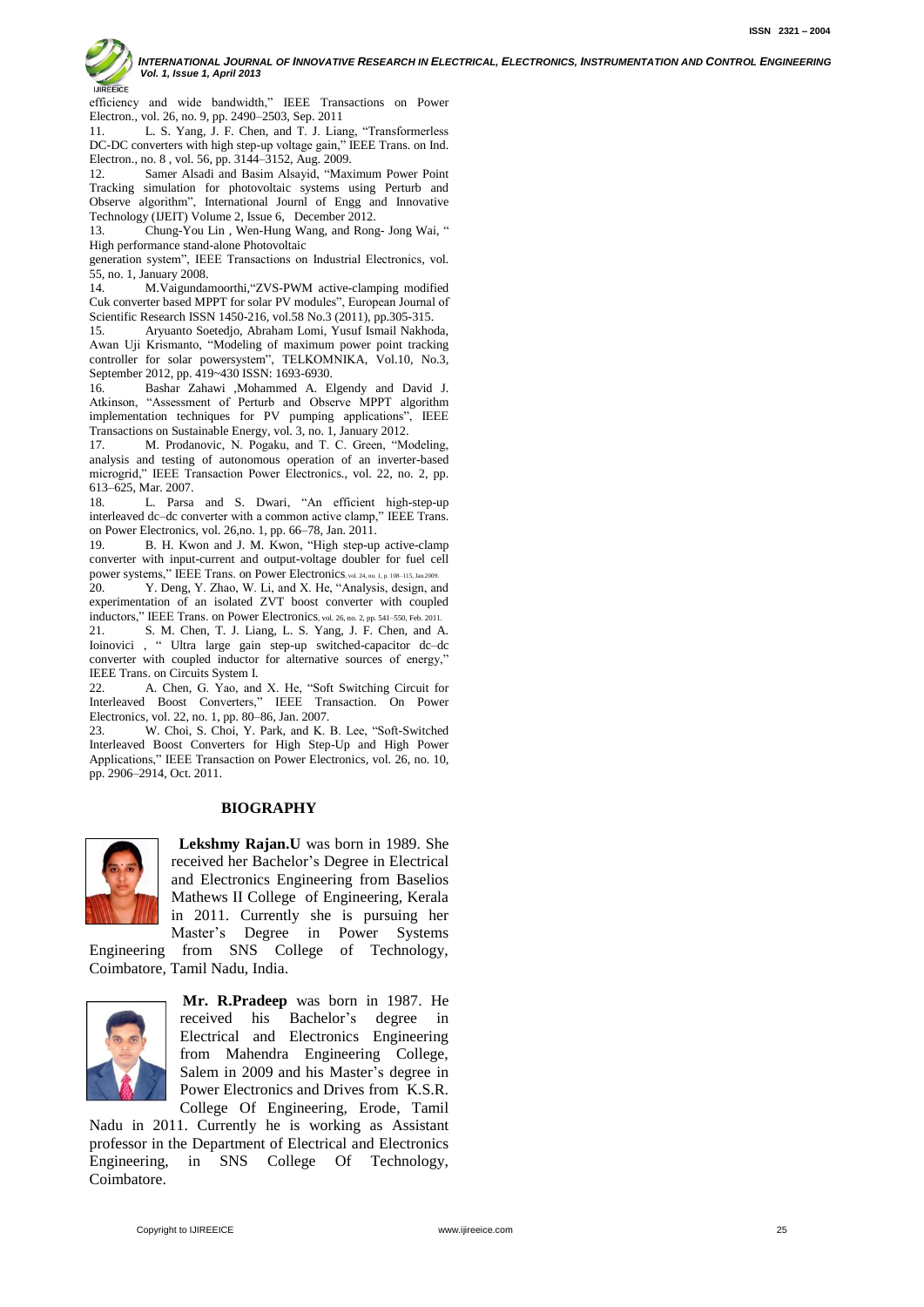efficiency and wide bandwidth," IEEE Transactions on Power Electron., vol. 26, no. 9, pp. 2490–2503, Sep. 2011

11. L. S. Yang, J. F. Chen, and T. J. Liang, "Transformerless DC-DC converters with high step-up voltage gain," IEEE Trans. on Ind. Electron., no. 8 , vol. 56, pp. 3144–3152, Aug. 2009.

12. Samer Alsadi and Basim Alsayid, "Maximum Power Point Tracking simulation for photovoltaic systems using Perturb and Observe algorithm", International Journl of Engg and Innovative Technology (IJEIT) Volume 2, Issue 6, December 2012.

13. Chung-You Lin , Wen-Hung Wang, and Rong- Jong Wai, " High performance stand-alone Photovoltaic generation system", IEEE Transactions on Industrial Electronics, vol. 55, no. 1, January 2008.

14. M.Vaigundamoorthi,"ZVS-PWM active-clamping modified Cuk converter based MPPT for solar PV modules", European Journal of Scientific Research ISSN 1450-216, vol.58 No.3 (2011), pp.305-315.

15. Aryuanto Soetedjo, Abraham Lomi, Yusuf Ismail Nakhoda, Awan Uji Krismanto, "Modeling of maximum power point tracking controller for solar powersystem", TELKOMNIKA, Vol.10, No.3, September 2012, pp. 419~430 ISSN: 1693-6930.

16. Bashar Zahawi ,Mohammed A. Elgendy and David J. Atkinson, "Assessment of Perturb and Observe MPPT algorithm implementation techniques for PV pumping applications", IEEE Transactions on Sustainable Energy, vol. 3, no. 1, January 2012.

17. M. Prodanovic, N. Pogaku, and T. C. Green, "Modeling, analysis and testing of autonomous operation of an inverter-based microgrid," IEEE Transaction Power Electronics., vol. 22, no. 2, pp. 613–625, Mar. 2007.

18. L. Parsa and S. Dwari, "An efficient high-step-up interleaved dc–dc converter with a common active clamp," IEEE Trans. on Power Electronics, vol. 26,no. 1, pp. 66–78, Jan. 2011.

19. B. H. Kwon and J. M. Kwon, "High step-up active-clamp converter with input-current and output-voltage doubler for fuel cell power systems," IEEE Trans. on Power Electronics, vol. 24, no. 1, p. 108–115, Jan.2009.

20. Y. Deng, Y. Zhao, W. Li, and X. He, "Analysis, design, and experimentation of an isolated ZVT boost converter with coupled inductors," IEEE Trans. on Power Electronics, vol. 26, no. 2, pp. 541–550, Feb. 2011.

21. S. M. Chen, T. J. Liang, L. S. Yang, J. F. Chen, and A. Ioinovici , " Ultra large gain step-up switched-capacitor dc–dc converter with coupled inductor for alternative sources of energy," IEEE Trans. on Circuits System I.

22. A. Chen, G. Yao, and X. He, "Soft Switching Circuit for Interleaved Boost Converters," IEEE Transaction. On Power Electronics, vol. 22, no. 1, pp. 80–86, Jan. 2007.

23. W. Choi, S. Choi, Y. Park, and K. B. Lee, "Soft-Switched Interleaved Boost Converters for High Step-Up and High Power Applications," IEEE Transaction on Power Electronics, vol. 26, no. 10, pp. 2906–2914, Oct. 2011.

## BIOGRAPHY

**Lekshmy Rajan.U** was born in 1989. She received her Bachelor's Degree in Electrical and Electronics Engineering from Baselios Mathews II College of Engineering, Kerala in 2011. Currently she is pursuing her Master's Degree in Power Systems Engineering from SNS College of Technology, Coimbatore, Tamil Nadu, India.

**Mr. R.Pradeep** was born in 1987. He received his Bachelor's degree in Electrical and Electronics Engineering from Mahendra Engineering College, Salem in 2009 and his Master's degree in Power Electronics and Drives from K.S.R. College Of Engineering, Erode, Tamil Nadu in 2011. Currently he is working as Assistant professor in the Department of Electrical and Electronics Engineering, in SNS College Of Technology, Coimbatore.